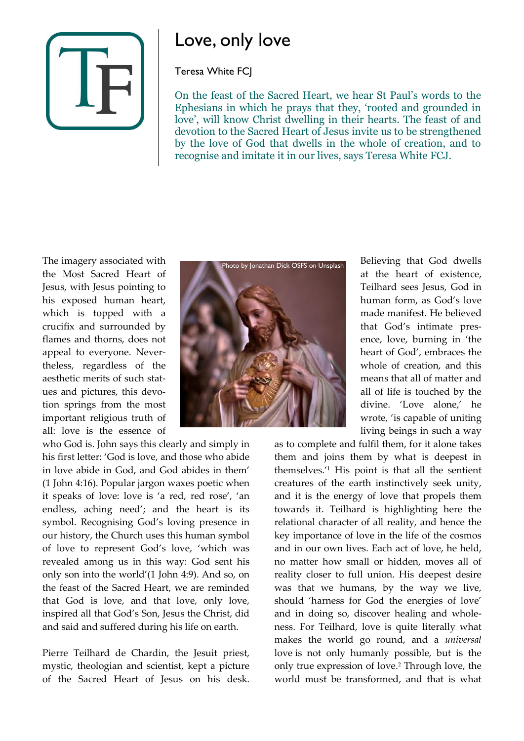# Love, only love

Teresa White FCJ

On the feast of the Sacred Heart, we hear St Paul's words to the Ephesians in which he prays that they, 'rooted and grounded in love', will know Christ dwelling in their hearts. The feast of and devotion to the Sacred Heart of Jesus invite us to be strengthened by the love of God that dwells in the whole of creation, and to recognise and imitate it in our lives, says Teresa White FCJ.

Photo by Jonathan Dick OSFS on Unsplash

The imagery associated with the Most Sacred Heart of Jesus, with Jesus pointing to his exposed human heart, which is topped with a crucifix and surrounded by flames and thorns, does not appeal to everyone. Nevertheless, regardless of the aesthetic merits of such statues and pictures, this devotion springs from the most important religious truth of all: love is the essence of who God is. John says this clearly and simply in his first letter: 'God is love, and those who abide in love abide in God, and God abides in them' (1 John 4:16). Popular jargon waxes poetic when it speaks of love: love is 'a red, red rose', 'an endless, aching need'; and the heart is its symbol. Recognising God's loving presence in our history, the Church uses this human symbol of love to represent God's love, 'which was revealed among us in this way: God sent his only son into the world'(1 John 4:9). And so, on the feast of the Sacred Heart, we are reminded that God is love, and that love, only love, inspired all that God's Son, Jesus the Christ, did and said and suffered during his life on earth.

Pierre Teilhard de Chardin, the Jesuit priest, mystic, theologian and scientist, kept a picture of the Sacred Heart of Jesus on his desk. Believing that God dwells at the heart of existence, Teilhard sees Jesus, God in human form, as God's love made manifest. He believed that God's intimate presence, love, burning in 'the heart of God', embraces the whole of creation, and this means that all of matter and all of life is touched by the divine. 'Love alone,' he wrote, 'is capable of uniting living beings in such a way as to complete and fulfil them, for it alone takes them and joins them by what is deepest in themselves.'[1] His point is that all the sentient creatures of the earth instinctively seek unity, and it is the energy of love that propels them towards it. Teilhard is highlighting here the relational character of all reality, and hence the key importance of love in the life of the cosmos and in our own lives. Each act of love, he held, no matter how small or hidden, moves all of reality closer to full union. His deepest desire was that we humans, by the way we live, should 'harness for God the energies of love' and in doing so, discover healing and wholeness. For Teilhard, love is quite literally what makes the world go round, and a *universal* love is not only humanly possible, but is the only true expression of love.[2] Through love, the world must be transformed, and that is what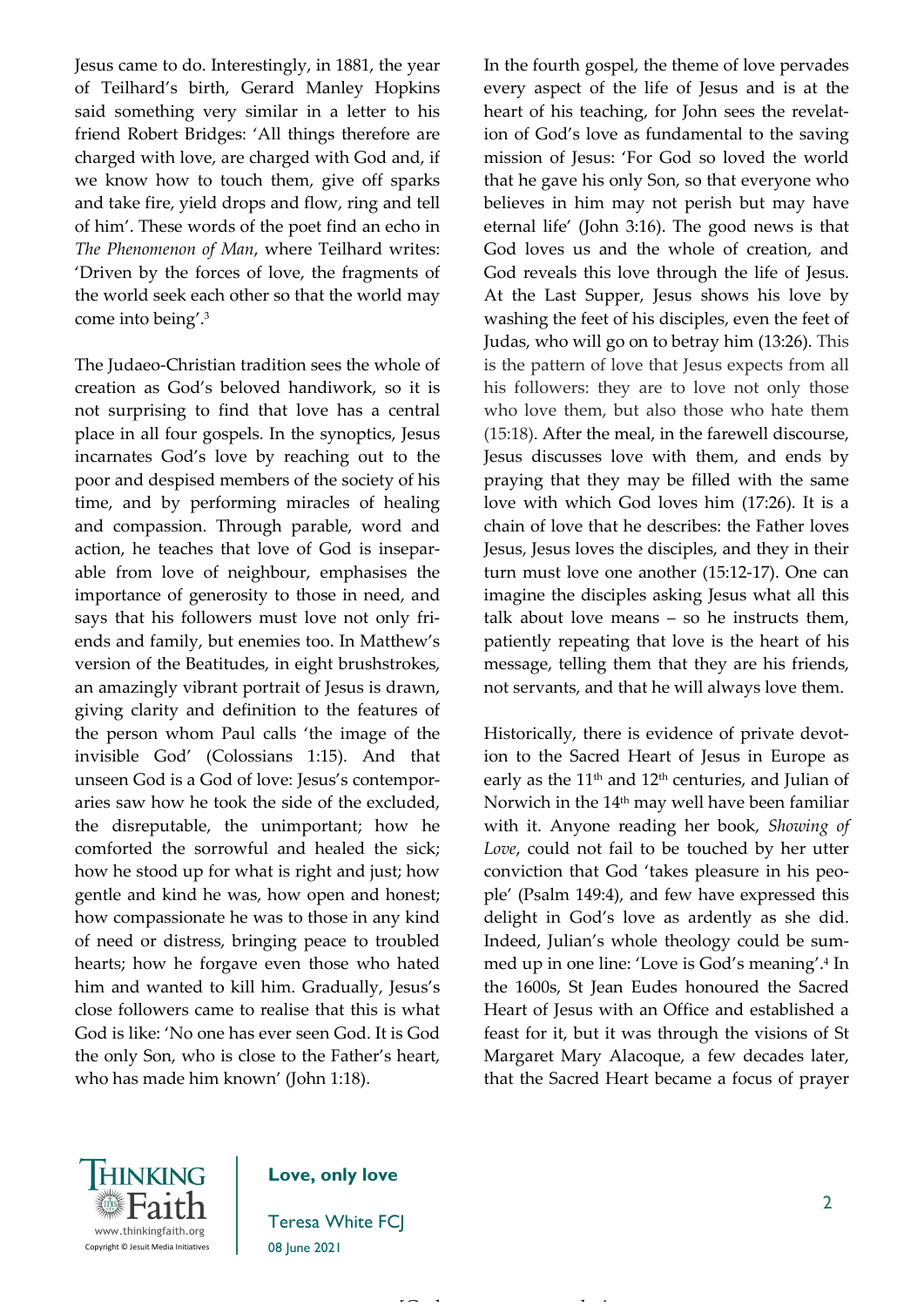Jesus came to do. Interestingly, in 1881, the year of Teilhard's birth, Gerard Manley Hopkins said something very similar in a letter to his friend Robert Bridges: 'All things therefore are charged with love, are charged with God and, if we know how to touch them, give off sparks and take fire, yield drops and flow, ring and tell of him'. These words of the poet find an echo in *The Phenomenon of Man*, where Teilhard writes: 'Driven by the forces of love, the fragments of the world seek each other so that the world may come into being'.[3]

The Judaeo-Christian tradition sees the whole of creation as God's beloved handiwork, so it is not surprising to find that love has a central place in all four gospels. In the synoptics, Jesus incarnates God's love by reaching out to the poor and despised members of the society of his time, and by performing miracles of healing and compassion. Through parable, word and action, he teaches that love of God is inseparable from love of neighbour, emphasises the importance of generosity to those in need, and says that his followers must love not only friends and family, but enemies too. In Matthew's version of the Beatitudes, in eight brushstrokes, an amazingly vibrant portrait of Jesus is drawn, giving clarity and definition to the features of the person whom Paul calls 'the image of the invisible God' (Colossians 1:15). And that unseen God is a God of love: Jesus's contemporaries saw how he took the side of the excluded, the disreputable, the unimportant; how he comforted the sorrowful and healed the sick; how he stood up for what is right and just; how gentle and kind he was, how open and honest; how compassionate he was to those in any kind of need or distress, bringing peace to troubled hearts; how he forgave even those who hated him and wanted to kill him. Gradually, Jesus's close followers came to realise that this is what God is like: 'No one has ever seen God. It is God the only Son, who is close to the Father's heart, who has made him known' (John 1:18).

In the fourth gospel, the theme of love pervades every aspect of the life of Jesus and is at the heart of his teaching, for John sees the revelation of God's love as fundamental to the saving mission of Jesus: 'For God so loved the world that he gave his only Son, so that everyone who believes in him may not perish but may have eternal life' (John 3:16). The good news is that God loves us and the whole of creation, and God reveals this love through the life of Jesus. At the Last Supper, Jesus shows his love by washing the feet of his disciples, even the feet of Judas, who will go on to betray him (13:26). This is the pattern of love that Jesus expects from all his followers: they are to love not only those who love them, but also those who hate them (15:18). After the meal, in the farewell discourse, Jesus discusses love with them, and ends by praying that they may be filled with the same love with which God loves him (17:26). It is a chain of love that he describes: the Father loves Jesus, Jesus loves the disciples, and they in their turn must love one another (15:12-17). One can imagine the disciples asking Jesus what all this talk about love means – so he instructs them, patiently repeating that love is the heart of his message, telling them that they are his friends, not servants, and that he will always love them.

Historically, there is evidence of private devotion to the Sacred Heart of Jesus in Europe as early as the 11th and 12th centuries, and Julian of Norwich in the 14th may well have been familiar with it. Anyone reading her book, *Showing of Love*, could not fail to be touched by her utter conviction that God 'takes pleasure in his people' (Psalm 149:4), and few have expressed this delight in God's love as ardently as she did. Indeed, Julian's whole theology could be summed up in one line: 'Love is God's meaning'.[4] In the 1600s, St Jean Eudes honoured the Sacred Heart of Jesus with an Office and established a feast for it, but it was through the visions of St Margaret Mary Alacoque, a few decades later, that the Sacred Heart became a focus of prayer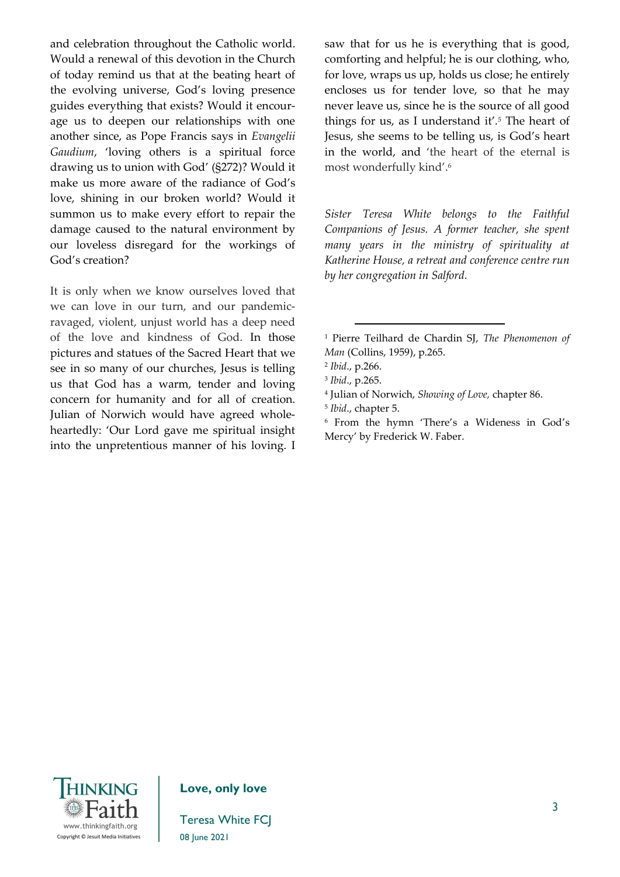and celebration throughout the Catholic world. Would a renewal of this devotion in the Church of today remind us that at the beating heart of the evolving universe, God's loving presence guides everything that exists? Would it encourage us to deepen our relationships with one another since, as Pope Francis says in *Evangelii Gaudium*, 'loving others is a spiritual force drawing us to union with God' (§272)? Would it make us more aware of the radiance of God's love, shining in our broken world? Would it summon us to make every effort to repair the damage caused to the natural environment by our loveless disregard for the workings of God's creation?

It is only when we know ourselves loved that we can love in our turn, and our pandemic-ravaged, violent, unjust world has a deep need of the love and kindness of God. In those pictures and statues of the Sacred Heart that we see in so many of our churches, Jesus is telling us that God has a warm, tender and loving concern for humanity and for all of creation. Julian of Norwich would have agreed wholeheartedly: 'Our Lord gave me spiritual insight into the unpretentious manner of his loving. I saw that for us he is everything that is good, comforting and helpful; he is our clothing, who, for love, wraps us up, holds us close; he entirely encloses us for tender love, so that he may never leave us, since he is the source of all good things for us, as I understand it'.[5] The heart of Jesus, she seems to be telling us, is God's heart in the world, and 'the heart of the eternal is most wonderfully kind'.[6]

*Sister Teresa White belongs to the Faithful Companions of Jesus. A former teacher, she spent many years in the ministry of spirituality at Katherine House, a retreat and conference centre run by her congregation in Salford.*

---

[1] Pierre Teilhard de Chardin SJ, *The Phenomenon of Man* (Collins, 1959), p.265.

[2] *Ibid*., p.266.

[3] *Ibid*., p.265.

[4] Julian of Norwich, *Showing of Love,* chapter 86.

[5] *Ibid*., chapter 5.

[6] From the hymn 'There's a Wideness in God's Mercy' by Frederick W. Faber.